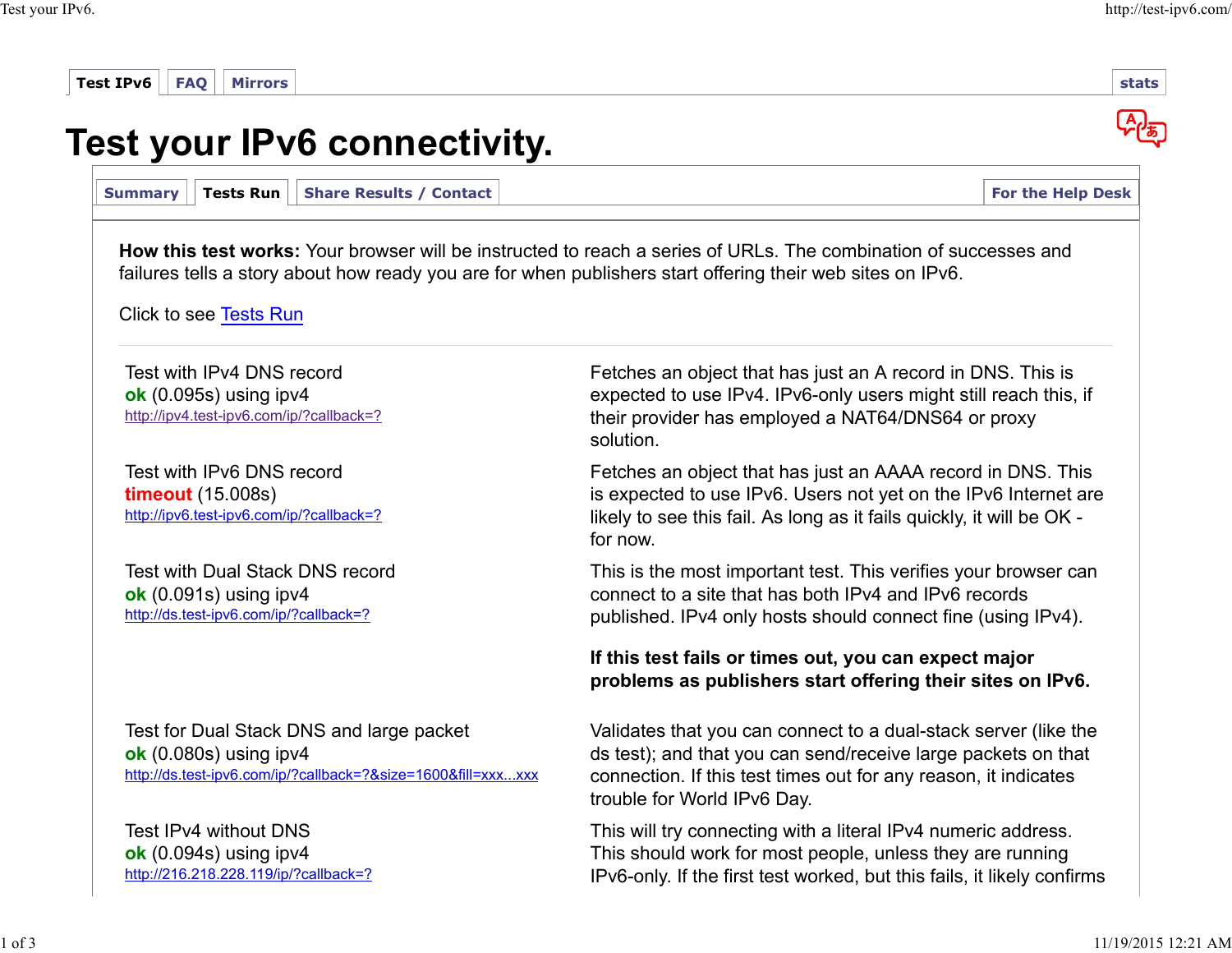Test IPv6 | FAQ | Mirrors | stats

# Test your IPv6 connectivity.

Summary | Tests Run | Share Results / Contact | For the Help Desk

**How this test works:** Your browser will be instructed to reach a series of URLs. The combination of successes and failures tells a story about how ready you are for when publishers start offering their web sites on IPv6.

Click to see Tests Run

Test with IPv4 DNS record
ok (0.095s) using ipv4
http://ipv4.test-ipv6.com/ip/?callback=?

Fetches an object that has just an A record in DNS. This is expected to use IPv4. IPv6-only users might still reach this, if their provider has employed a NAT64/DNS64 or proxy solution.

Test with IPv6 DNS record
timeout (15.008s)
http://ipv6.test-ipv6.com/ip/?callback=?

Fetches an object that has just an AAAA record in DNS. This is expected to use IPv6. Users not yet on the IPv6 Internet are likely to see this fail. As long as it fails quickly, it will be OK - for now.

Test with Dual Stack DNS record
ok (0.091s) using ipv4
http://ds.test-ipv6.com/ip/?callback=?

This is the most important test. This verifies your browser can connect to a site that has both IPv4 and IPv6 records published. IPv4 only hosts should connect fine (using IPv4).

**If this test fails or times out, you can expect major problems as publishers start offering their sites on IPv6.**

Test for Dual Stack DNS and large packet
ok (0.080s) using ipv4
http://ds.test-ipv6.com/ip/?callback=?&size=1600&fill=xxx...xxx

Validates that you can connect to a dual-stack server (like the ds test); and that you can send/receive large packets on that connection. If this test times out for any reason, it indicates trouble for World IPv6 Day.

Test IPv4 without DNS
ok (0.094s) using ipv4
http://216.218.228.119/ip/?callback=?

This will try connecting with a literal IPv4 numeric address. This should work for most people, unless they are running IPv6-only. If the first test worked, but this fails, it likely confirms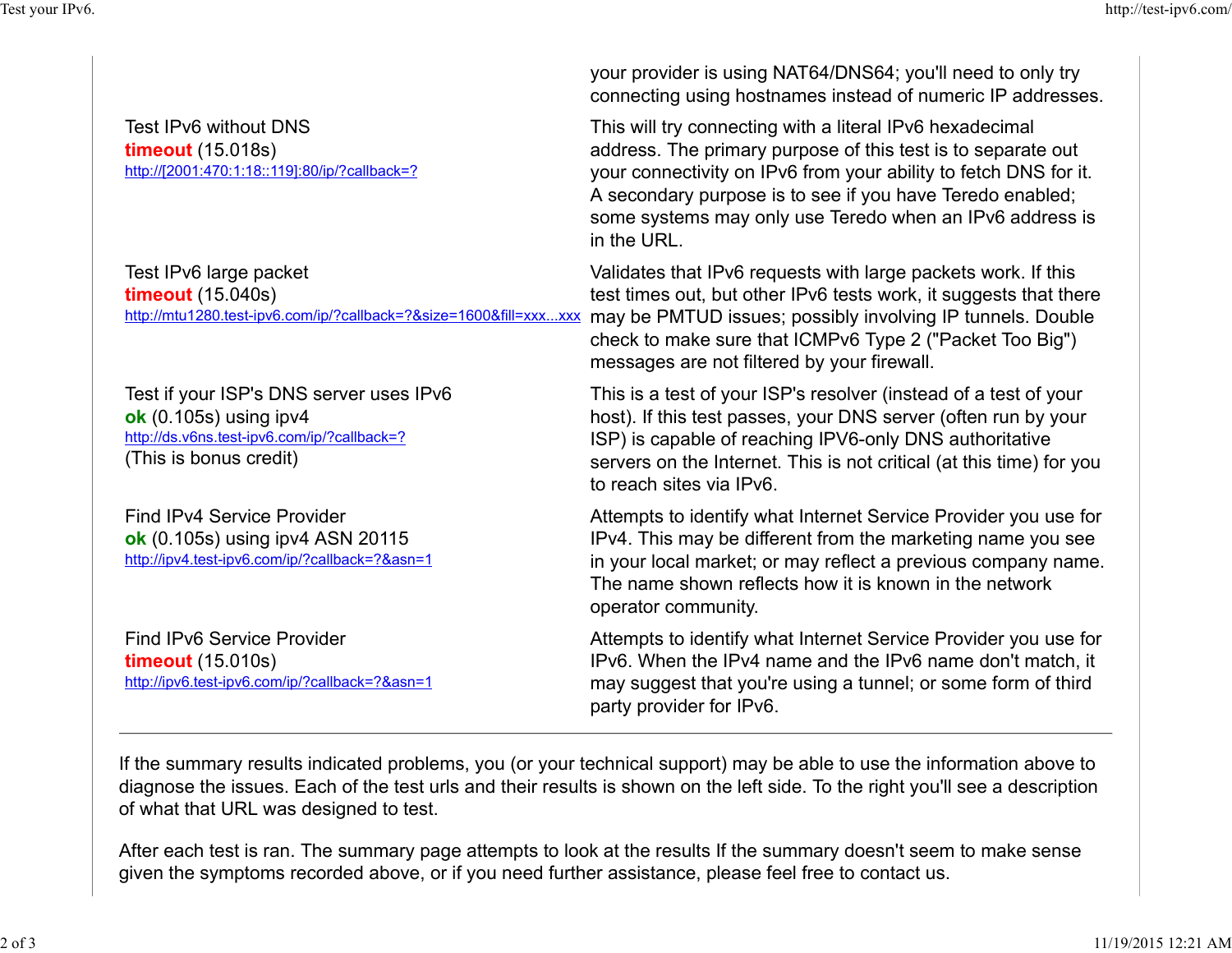your provider is using NAT64/DNS64; you'll need to only try connecting using hostnames instead of numeric IP addresses.

| Test | Description |
|---|---|
| Test IPv6 without DNS<br>**timeout** (15.018s)<br>http://[2001:470:1:18::119]:80/ip/?callback=? | This will try connecting with a literal IPv6 hexadecimal address. The primary purpose of this test is to separate out your connectivity on IPv6 from your ability to fetch DNS for it. A secondary purpose is to see if you have Teredo enabled; some systems may only use Teredo when an IPv6 address is in the URL. |
| Test IPv6 large packet<br>**timeout** (15.040s)<br>http://mtu1280.test-ipv6.com/ip/?callback=?&size=1600&fill=xxx...xxx | Validates that IPv6 requests with large packets work. If this test times out, but other IPv6 tests work, it suggests that there may be PMTUD issues; possibly involving IP tunnels. Double check to make sure that ICMPv6 Type 2 ("Packet Too Big") messages are not filtered by your firewall. |
| Test if your ISP's DNS server uses IPv6<br>**ok** (0.105s) using ipv4<br>http://ds.v6ns.test-ipv6.com/ip/?callback=?<br>(This is bonus credit) | This is a test of your ISP's resolver (instead of a test of your host). If this test passes, your DNS server (often run by your ISP) is capable of reaching IPV6-only DNS authoritative servers on the Internet. This is not critical (at this time) for you to reach sites via IPv6. |
| Find IPv4 Service Provider<br>**ok** (0.105s) using ipv4 ASN 20115<br>http://ipv4.test-ipv6.com/ip/?callback=?&asn=1 | Attempts to identify what Internet Service Provider you use for IPv4. This may be different from the marketing name you see in your local market; or may reflect a previous company name. The name shown reflects how it is known in the network operator community. |
| Find IPv6 Service Provider<br>**timeout** (15.010s)<br>http://ipv6.test-ipv6.com/ip/?callback=?&asn=1 | Attempts to identify what Internet Service Provider you use for IPv6. When the IPv4 name and the IPv6 name don't match, it may suggest that you're using a tunnel; or some form of third party provider for IPv6. |

---

If the summary results indicated problems, you (or your technical support) may be able to use the information above to diagnose the issues. Each of the test urls and their results is shown on the left side. To the right you'll see a description of what that URL was designed to test.

After each test is ran. The summary page attempts to look at the results If the summary doesn't seem to make sense given the symptoms recorded above, or if you need further assistance, please feel free to contact us.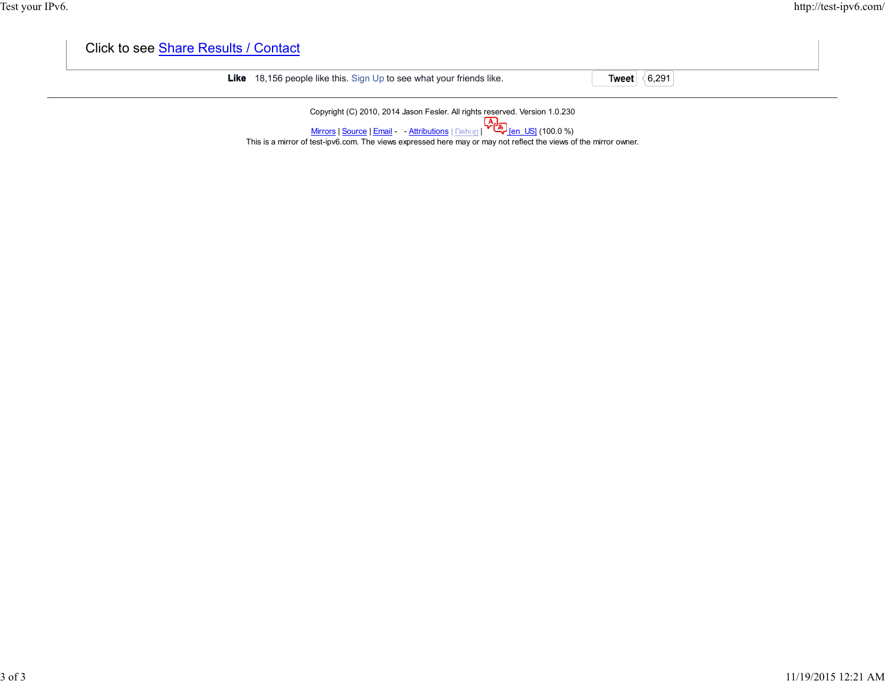Click to see Share Results / Contact

**Like** 18,156 people like this. Sign Up to see what your friends like. **Tweet** 6,291

Copyright (C) 2010, 2014 Jason Fesler. All rights reserved. Version 1.0.230

Mirrors | Source | Email - - Attributions | Debug | [en_US] (100.0 %)

This is a mirror of test-ipv6.com. The views expressed here may or may not reflect the views of the mirror owner.